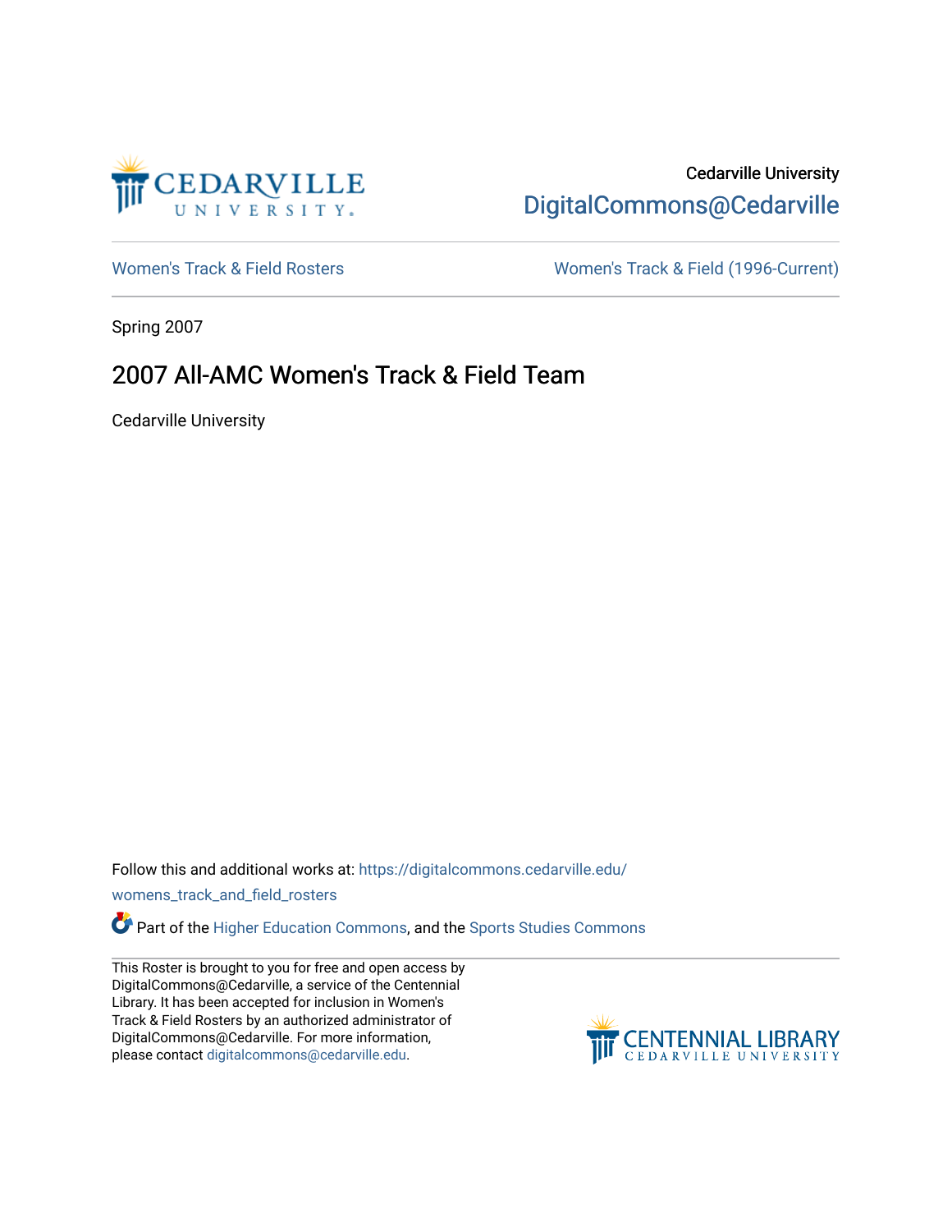Cedarville University
DigitalCommons@Cedarville

Women's Track & Field Rosters

Women's Track & Field (1996-Current)

Spring 2007

# 2007 All-AMC Women's Track & Field Team

Cedarville University

Follow this and additional works at: https://digitalcommons.cedarville.edu/womens_track_and_field_rosters

Part of the Higher Education Commons, and the Sports Studies Commons

This Roster is brought to you for free and open access by DigitalCommons@Cedarville, a service of the Centennial Library. It has been accepted for inclusion in Women's Track & Field Rosters by an authorized administrator of DigitalCommons@Cedarville. For more information, please contact digitalcommons@cedarville.edu.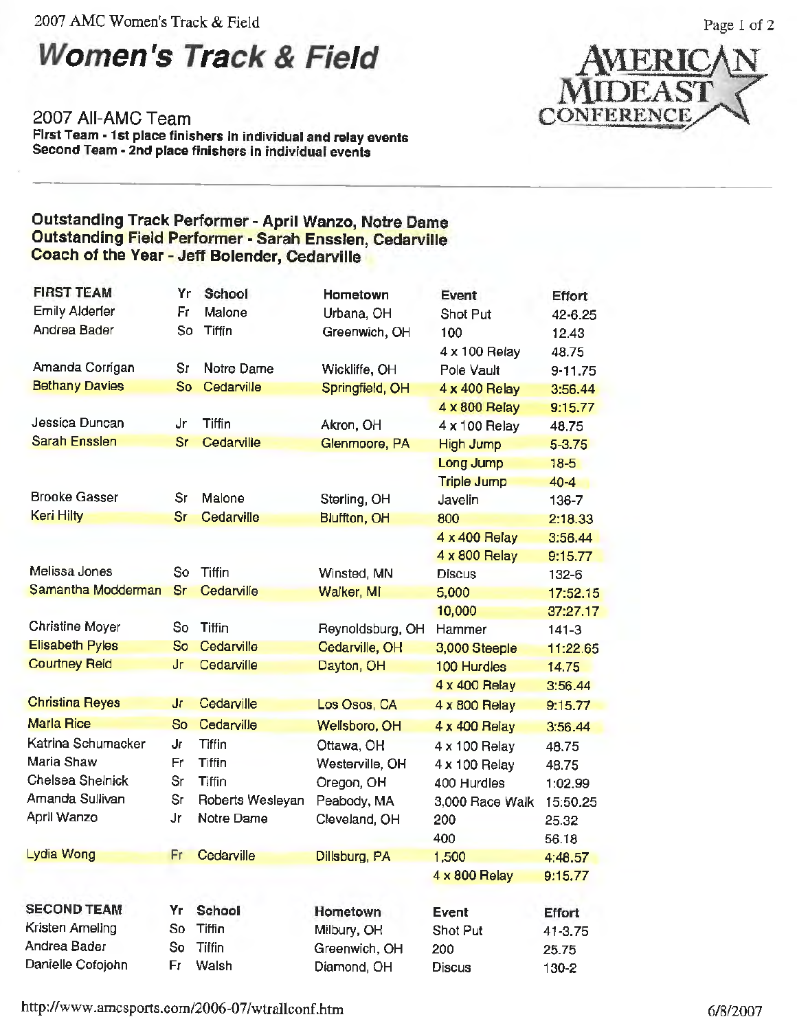2007 AMC Women's Track & Field

# Women's Track & Field

## 2007 All-AMC Team

**First Team - 1st place finishers in individual and relay events**
**Second Team - 2nd place finishers in individual events**

**Outstanding Track Performer - April Wanzo, Notre Dame**
**Outstanding Field Performer - Sarah Ensslen, Cedarville**
**Coach of the Year - Jeff Bolender, Cedarville**

| FIRST TEAM | Yr | School | Hometown | Event | Effort |
|---|---|---|---|---|---|
| Emily Alderfer | Fr | Malone | Urbana, OH | Shot Put | 42-6.25 |
| Andrea Bader | So | Tiffin | Greenwich, OH | 100 | 12.43 |
| | | | | 4 x 100 Relay | 48.75 |
| Amanda Corrigan | Sr | Notre Dame | Wickliffe, OH | Pole Vault | 9-11.75 |
| Bethany Davies | So | Cedarville | Springfield, OH | 4 x 400 Relay | 3:56.44 |
| | | | | 4 x 800 Relay | 9:15.77 |
| Jessica Duncan | Jr | Tiffin | Akron, OH | 4 x 100 Relay | 48.75 |
| Sarah Ensslen | Sr | Cedarville | Glenmoore, PA | High Jump | 5-3.75 |
| | | | | Long Jump | 18-5 |
| | | | | Triple Jump | 40-4 |
| Brooke Gasser | Sr | Malone | Sterling, OH | Javelin | 136-7 |
| Keri Hilty | Sr | Cedarville | Bluffton, OH | 800 | 2:18.33 |
| | | | | 4 x 400 Relay | 3:56.44 |
| | | | | 4 x 800 Relay | 9:15.77 |
| Melissa Jones | So | Tiffin | Winsted, MN | Discus | 132-6 |
| Samantha Modderman | Sr | Cedarville | Walker, MI | 5,000 | 17:52.15 |
| | | | | 10,000 | 37:27.17 |
| Christine Moyer | So | Tiffin | Reynoldsburg, OH | Hammer | 141-3 |
| Elisabeth Pyles | So | Cedarville | Cedarville, OH | 3,000 Steeple | 11:22.65 |
| Courtney Reid | Jr | Cedarville | Dayton, OH | 100 Hurdles | 14.75 |
| | | | | 4 x 400 Relay | 3:56.44 |
| Christina Reyes | Jr | Cedarville | Los Osos, CA | 4 x 800 Relay | 9:15.77 |
| Marla Rice | So | Cedarville | Wellsboro, OH | 4 x 400 Relay | 3:56.44 |
| Katrina Schumacker | Jr | Tiffin | Ottawa, OH | 4 x 100 Relay | 48.75 |
| Maria Shaw | Fr | Tiffin | Westerville, OH | 4 x 100 Relay | 48.75 |
| Chelsea Shelnick | Sr | Tiffin | Oregon, OH | 400 Hurdles | 1:02.99 |
| Amanda Sullivan | Sr | Roberts Wesleyan | Peabody, MA | 3,000 Race Walk | 15:50.25 |
| April Wanzo | Jr | Notre Dame | Cleveland, OH | 200 | 25.32 |
| | | | | 400 | 56.18 |
| Lydia Wong | Fr | Cedarville | Dillsburg, PA | 1,500 | 4:46.57 |
| | | | | 4 x 800 Relay | 9:15.77 |

| SECOND TEAM | Yr | School | Hometown | Event | Effort |
|---|---|---|---|---|---|
| Kristen Ameling | So | Tiffin | Milbury, OH | Shot Put | 41-3.75 |
| Andrea Bader | So | Tiffin | Greenwich, OH | 200 | 25.75 |
| Danielle Cofojohn | Fr | Walsh | Diamond, OH | Discus | 130-2 |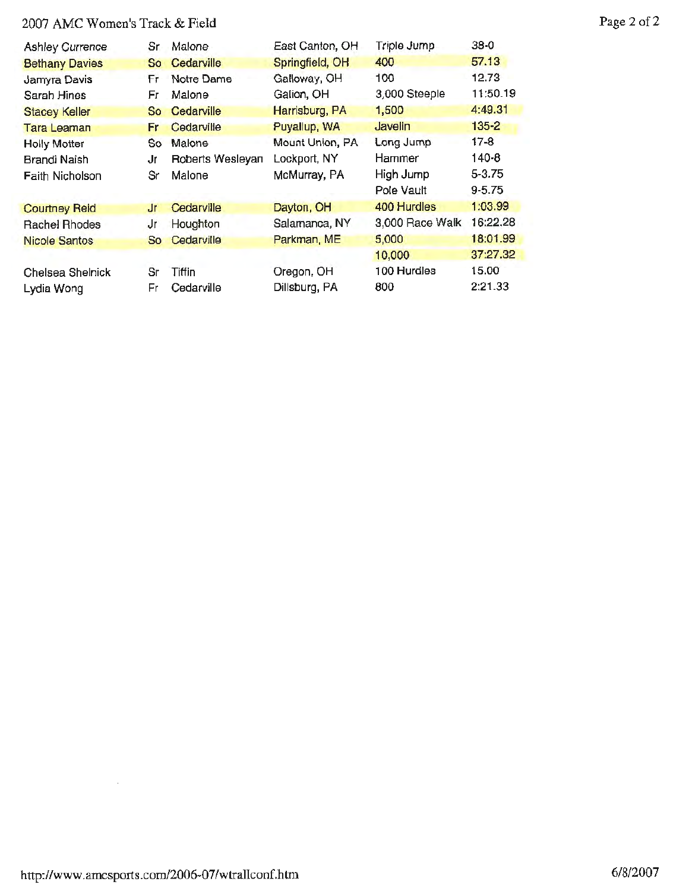| | | | | | |
|---|---|---|---|---|---|
| Ashley Currence | Sr | Malone | East Canton, OH | Triple Jump | 38-0 |
| Bethany Davies | So | Cedarville | Springfield, OH | 400 | 57.13 |
| Jamyra Davis | Fr | Notre Dame | Galloway, OH | 100 | 12.73 |
| Sarah Hines | Fr | Malone | Galion, OH | 3,000 Steeple | 11:50.19 |
| Stacey Keller | So | Cedarville | Harrisburg, PA | 1,500 | 4:49.31 |
| Tara Leaman | Fr | Cedarville | Puyallup, WA | Javelin | 135-2 |
| Holly Motter | So | Malone | Mount Union, PA | Long Jump | 17-8 |
| Brandi Naish | Jr | Roberts Wesleyan | Lockport, NY | Hammer | 140-8 |
| Faith Nicholson | Sr | Malone | McMurray, PA | High Jump | 5-3.75 |
| | | | | Pole Vault | 9-5.75 |
| Courtney Reid | Jr | Cedarville | Dayton, OH | 400 Hurdles | 1:03.99 |
| Rachel Rhodes | Jr | Houghton | Salamanca, NY | 3,000 Race Walk | 16:22.28 |
| Nicole Santos | So | Cedarville | Parkman, ME | 5,000 | 18:01.99 |
| | | | | 10,000 | 37:27.32 |
| Chelsea Shelnick | Sr | Tiffin | Oregon, OH | 100 Hurdles | 15.00 |
| Lydia Wong | Fr | Cedarville | Dillsburg, PA | 800 | 2:21.33 |